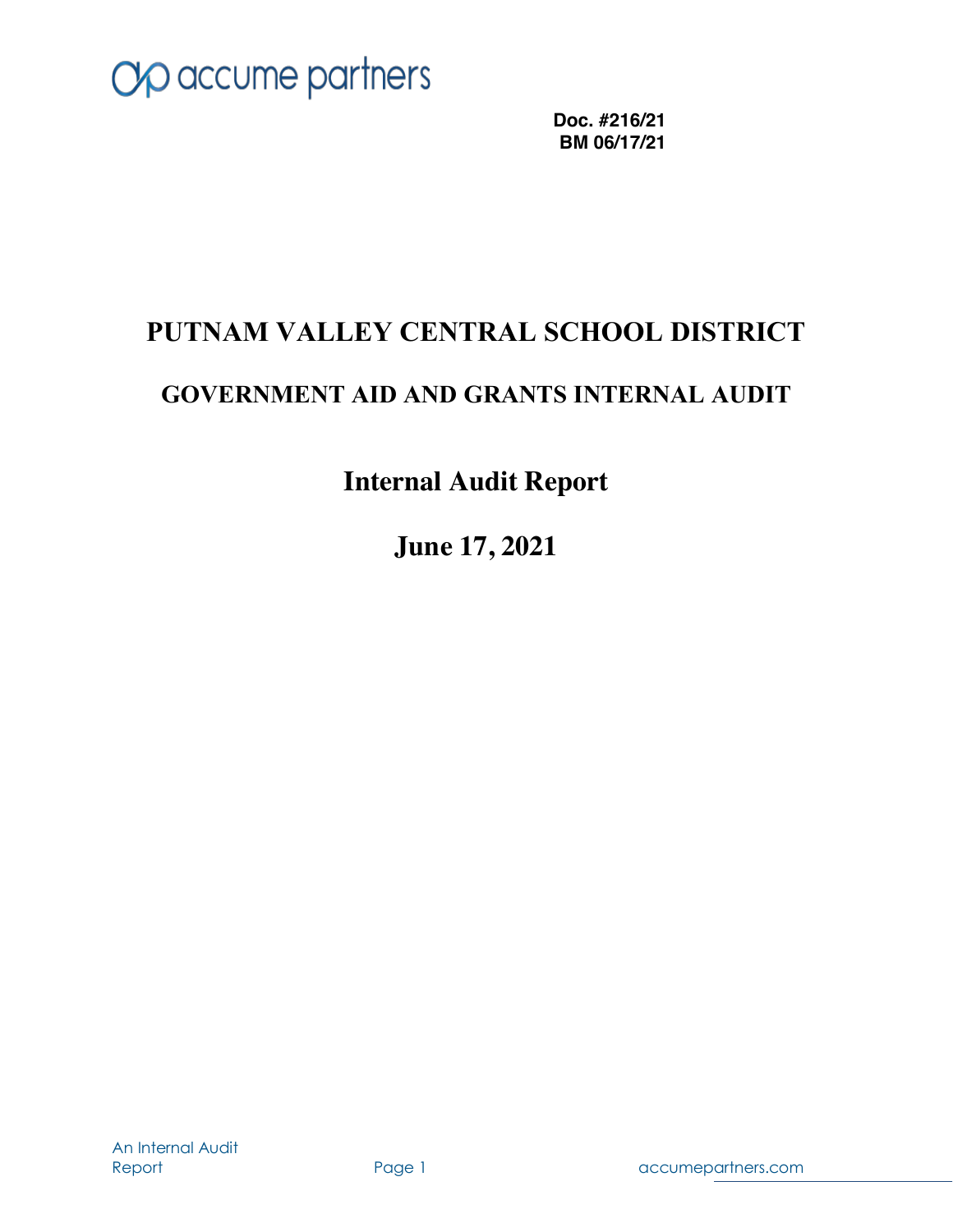accume partners

**Doc. #216/21**
**BM 06/17/21**

# PUTNAM VALLEY CENTRAL SCHOOL DISTRICT

## GOVERNMENT AID AND GRANTS INTERNAL AUDIT

# Internal Audit Report

# June 17, 2021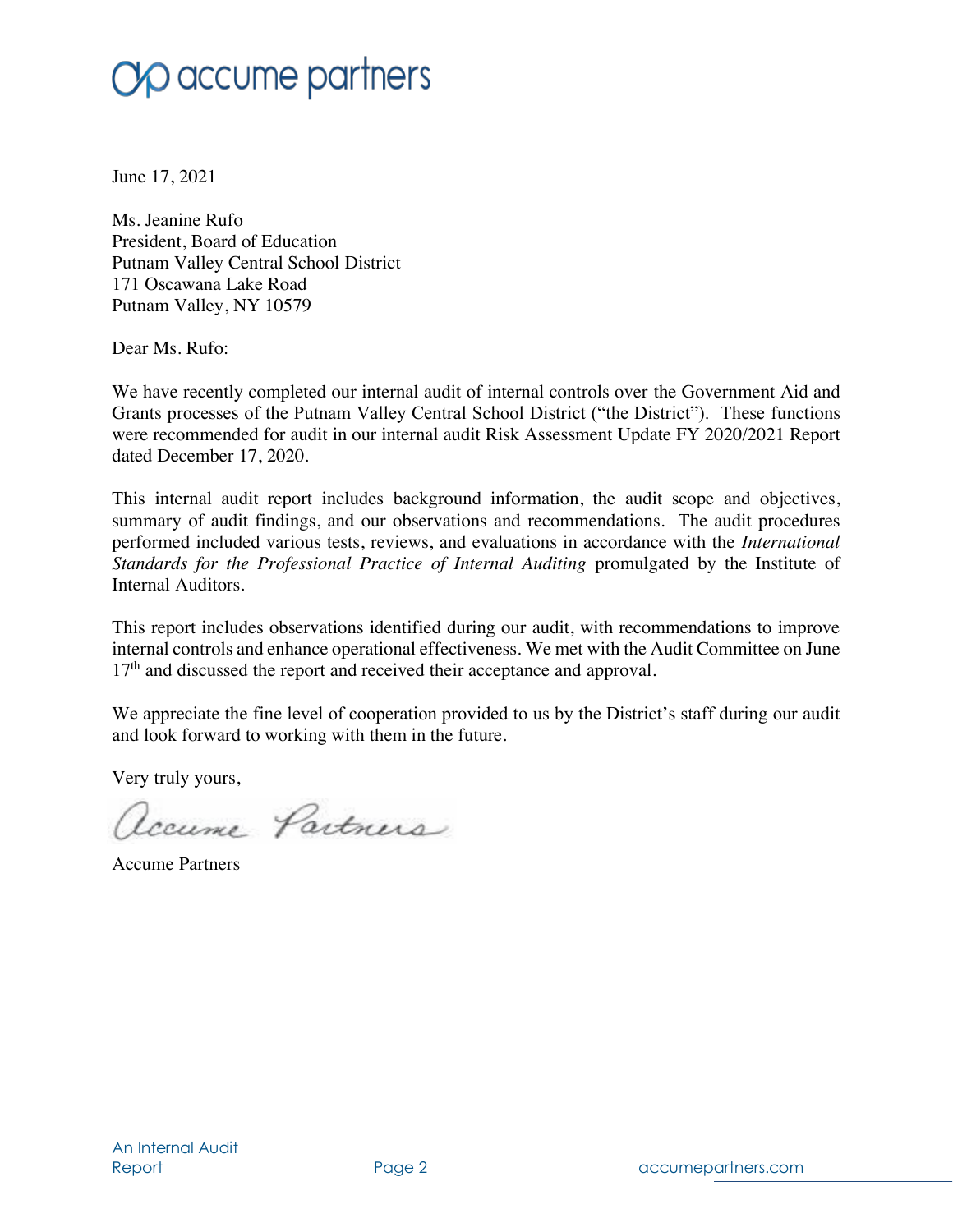June 17, 2021

Ms. Jeanine Rufo
President, Board of Education
Putnam Valley Central School District
171 Oscawana Lake Road
Putnam Valley, NY 10579

Dear Ms. Rufo:

We have recently completed our internal audit of internal controls over the Government Aid and Grants processes of the Putnam Valley Central School District ("the District"). These functions were recommended for audit in our internal audit Risk Assessment Update FY 2020/2021 Report dated December 17, 2020.

This internal audit report includes background information, the audit scope and objectives, summary of audit findings, and our observations and recommendations. The audit procedures performed included various tests, reviews, and evaluations in accordance with the *International Standards for the Professional Practice of Internal Auditing* promulgated by the Institute of Internal Auditors.

This report includes observations identified during our audit, with recommendations to improve internal controls and enhance operational effectiveness. We met with the Audit Committee on June 17th and discussed the report and received their acceptance and approval.

We appreciate the fine level of cooperation provided to us by the District's staff during our audit and look forward to working with them in the future.

Very truly yours,

Accume Partners

Accume Partners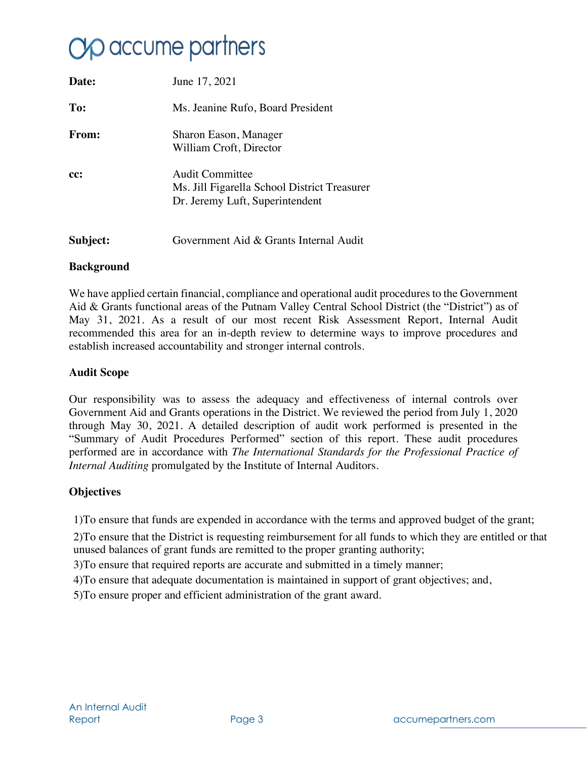accume partners

| | |
|---|---|
| **Date:** | June 17, 2021 |
| **To:** | Ms. Jeanine Rufo, Board President |
| **From:** | Sharon Eason, Manager<br>William Croft, Director |
| **cc:** | Audit Committee<br>Ms. Jill Figarella School District Treasurer<br>Dr. Jeremy Luft, Superintendent |
| **Subject:** | Government Aid & Grants Internal Audit |

**Background**

We have applied certain financial, compliance and operational audit procedures to the Government Aid & Grants functional areas of the Putnam Valley Central School District (the "District") as of May 31, 2021. As a result of our most recent Risk Assessment Report, Internal Audit recommended this area for an in-depth review to determine ways to improve procedures and establish increased accountability and stronger internal controls.

**Audit Scope**

Our responsibility was to assess the adequacy and effectiveness of internal controls over Government Aid and Grants operations in the District. We reviewed the period from July 1, 2020 through May 30, 2021. A detailed description of audit work performed is presented in the "Summary of Audit Procedures Performed" section of this report. These audit procedures performed are in accordance with *The International Standards for the Professional Practice of Internal Auditing* promulgated by the Institute of Internal Auditors.

**Objectives**

1)To ensure that funds are expended in accordance with the terms and approved budget of the grant;

2)To ensure that the District is requesting reimbursement for all funds to which they are entitled or that unused balances of grant funds are remitted to the proper granting authority;

3)To ensure that required reports are accurate and submitted in a timely manner;

4)To ensure that adequate documentation is maintained in support of grant objectives; and,

5)To ensure proper and efficient administration of the grant award.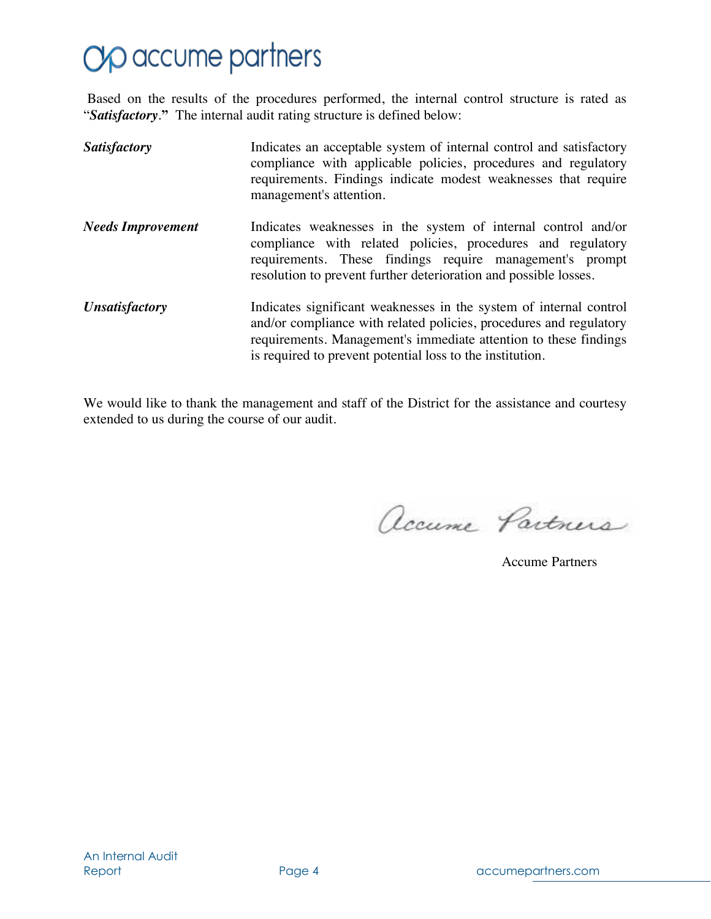Based on the results of the procedures performed, the internal control structure is rated as "***Satisfactory*.**" The internal audit rating structure is defined below:

| | |
|---|---|
| ***Satisfactory*** | Indicates an acceptable system of internal control and satisfactory compliance with applicable policies, procedures and regulatory requirements. Findings indicate modest weaknesses that require management's attention. |
| ***Needs Improvement*** | Indicates weaknesses in the system of internal control and/or compliance with related policies, procedures and regulatory requirements. These findings require management's prompt resolution to prevent further deterioration and possible losses. |
| ***Unsatisfactory*** | Indicates significant weaknesses in the system of internal control and/or compliance with related policies, procedures and regulatory requirements. Management's immediate attention to these findings is required to prevent potential loss to the institution. |

We would like to thank the management and staff of the District for the assistance and courtesy extended to us during the course of our audit.

*Accume Partners*

Accume Partners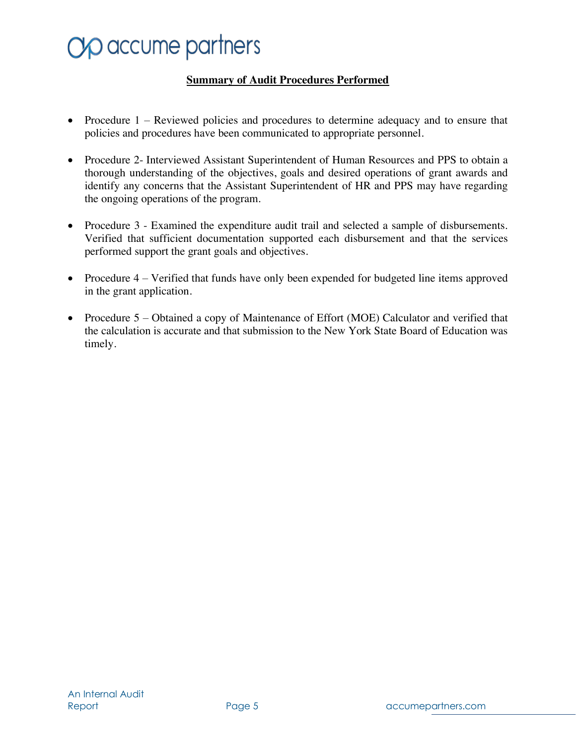## Summary of Audit Procedures Performed

- Procedure 1 – Reviewed policies and procedures to determine adequacy and to ensure that policies and procedures have been communicated to appropriate personnel.

- Procedure 2- Interviewed Assistant Superintendent of Human Resources and PPS to obtain a thorough understanding of the objectives, goals and desired operations of grant awards and identify any concerns that the Assistant Superintendent of HR and PPS may have regarding the ongoing operations of the program.

- Procedure 3 - Examined the expenditure audit trail and selected a sample of disbursements. Verified that sufficient documentation supported each disbursement and that the services performed support the grant goals and objectives.

- Procedure 4 – Verified that funds have only been expended for budgeted line items approved in the grant application.

- Procedure 5 – Obtained a copy of Maintenance of Effort (MOE) Calculator and verified that the calculation is accurate and that submission to the New York State Board of Education was timely.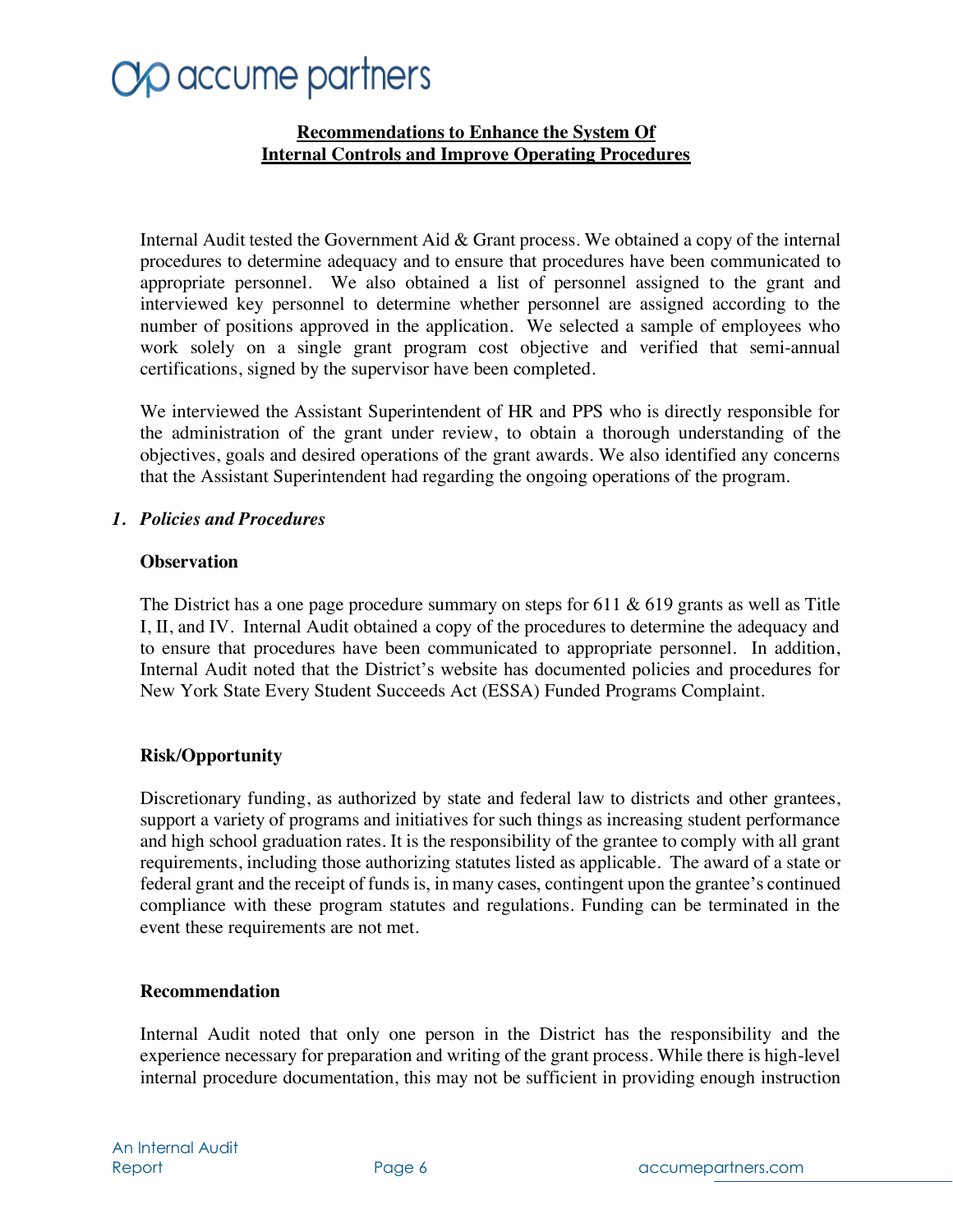## Recommendations to Enhance the System Of Internal Controls and Improve Operating Procedures

Internal Audit tested the Government Aid & Grant process. We obtained a copy of the internal procedures to determine adequacy and to ensure that procedures have been communicated to appropriate personnel. We also obtained a list of personnel assigned to the grant and interviewed key personnel to determine whether personnel are assigned according to the number of positions approved in the application. We selected a sample of employees who work solely on a single grant program cost objective and verified that semi-annual certifications, signed by the supervisor have been completed.

We interviewed the Assistant Superintendent of HR and PPS who is directly responsible for the administration of the grant under review, to obtain a thorough understanding of the objectives, goals and desired operations of the grant awards. We also identified any concerns that the Assistant Superintendent had regarding the ongoing operations of the program.

### *1. Policies and Procedures*

**Observation**

The District has a one page procedure summary on steps for 611 & 619 grants as well as Title I, II, and IV. Internal Audit obtained a copy of the procedures to determine the adequacy and to ensure that procedures have been communicated to appropriate personnel. In addition, Internal Audit noted that the District's website has documented policies and procedures for New York State Every Student Succeeds Act (ESSA) Funded Programs Complaint.

**Risk/Opportunity**

Discretionary funding, as authorized by state and federal law to districts and other grantees, support a variety of programs and initiatives for such things as increasing student performance and high school graduation rates. It is the responsibility of the grantee to comply with all grant requirements, including those authorizing statutes listed as applicable. The award of a state or federal grant and the receipt of funds is, in many cases, contingent upon the grantee's continued compliance with these program statutes and regulations. Funding can be terminated in the event these requirements are not met.

**Recommendation**

Internal Audit noted that only one person in the District has the responsibility and the experience necessary for preparation and writing of the grant process. While there is high-level internal procedure documentation, this may not be sufficient in providing enough instruction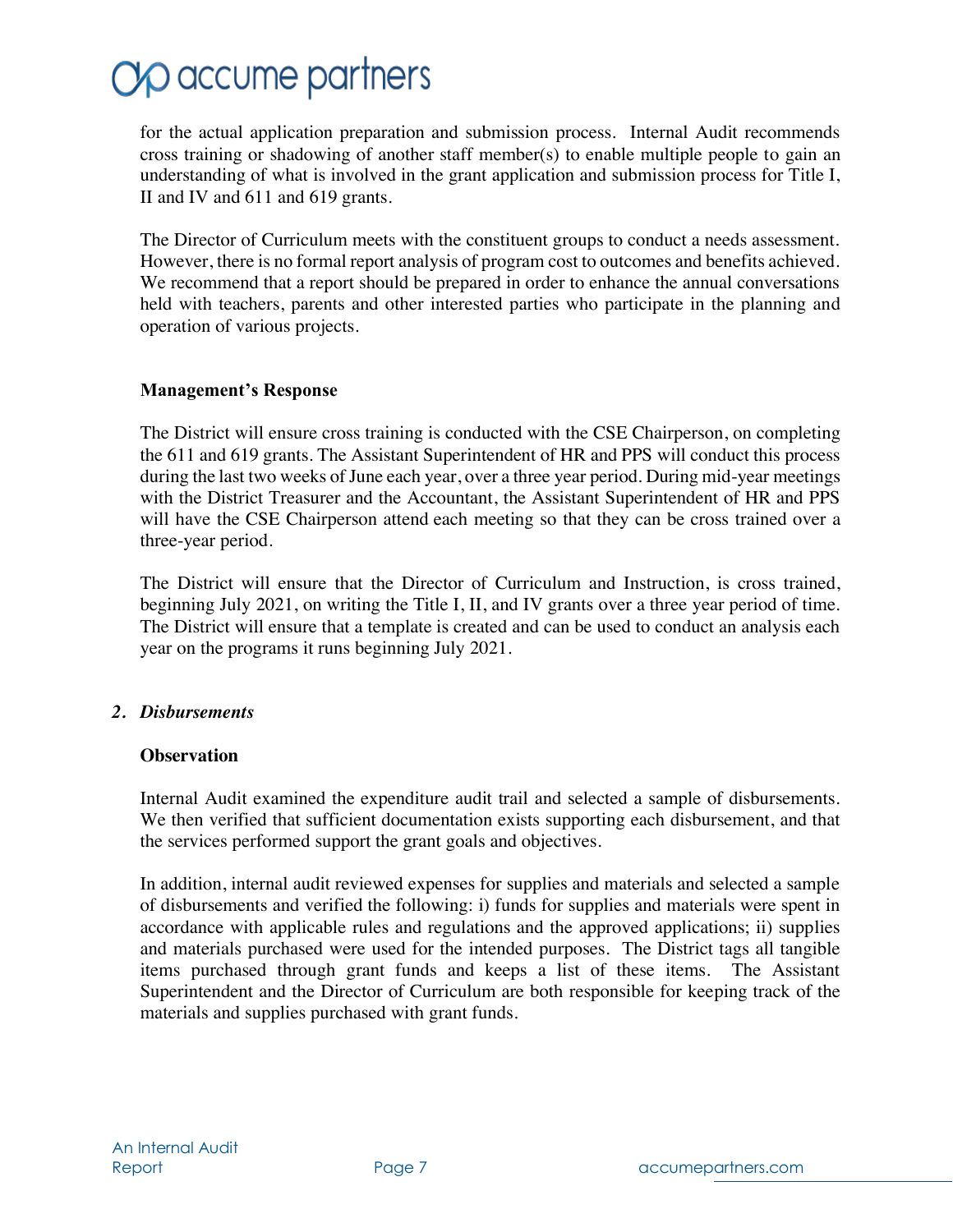for the actual application preparation and submission process. Internal Audit recommends cross training or shadowing of another staff member(s) to enable multiple people to gain an understanding of what is involved in the grant application and submission process for Title I, II and IV and 611 and 619 grants.

The Director of Curriculum meets with the constituent groups to conduct a needs assessment. However, there is no formal report analysis of program cost to outcomes and benefits achieved. We recommend that a report should be prepared in order to enhance the annual conversations held with teachers, parents and other interested parties who participate in the planning and operation of various projects.

**Management's Response**

The District will ensure cross training is conducted with the CSE Chairperson, on completing the 611 and 619 grants. The Assistant Superintendent of HR and PPS will conduct this process during the last two weeks of June each year, over a three year period. During mid-year meetings with the District Treasurer and the Accountant, the Assistant Superintendent of HR and PPS will have the CSE Chairperson attend each meeting so that they can be cross trained over a three-year period.

The District will ensure that the Director of Curriculum and Instruction, is cross trained, beginning July 2021, on writing the Title I, II, and IV grants over a three year period of time. The District will ensure that a template is created and can be used to conduct an analysis each year on the programs it runs beginning July 2021.

## 2. *Disbursements*

**Observation**

Internal Audit examined the expenditure audit trail and selected a sample of disbursements. We then verified that sufficient documentation exists supporting each disbursement, and that the services performed support the grant goals and objectives.

In addition, internal audit reviewed expenses for supplies and materials and selected a sample of disbursements and verified the following: i) funds for supplies and materials were spent in accordance with applicable rules and regulations and the approved applications; ii) supplies and materials purchased were used for the intended purposes. The District tags all tangible items purchased through grant funds and keeps a list of these items. The Assistant Superintendent and the Director of Curriculum are both responsible for keeping track of the materials and supplies purchased with grant funds.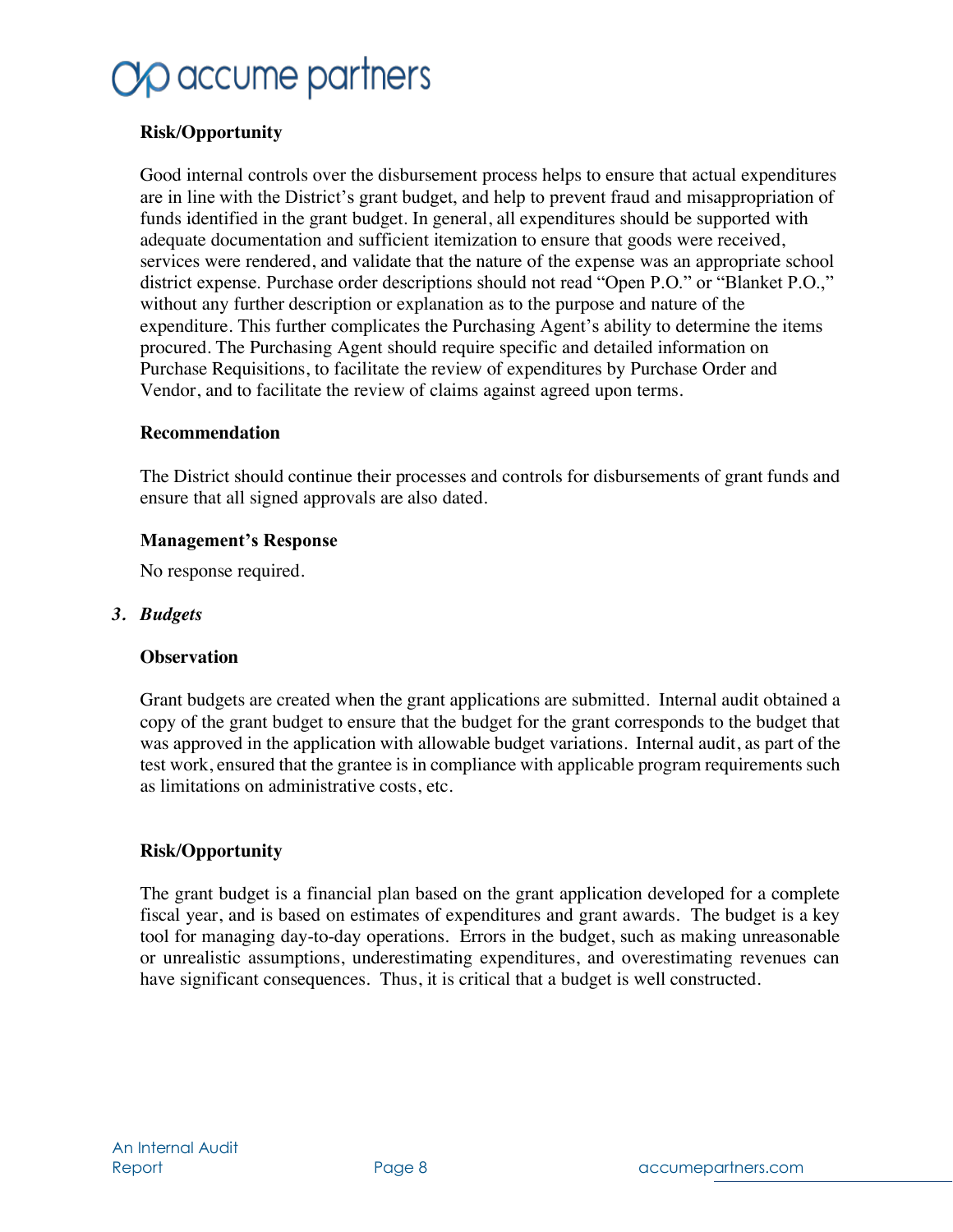**Risk/Opportunity**

Good internal controls over the disbursement process helps to ensure that actual expenditures are in line with the District's grant budget, and help to prevent fraud and misappropriation of funds identified in the grant budget. In general, all expenditures should be supported with adequate documentation and sufficient itemization to ensure that goods were received, services were rendered, and validate that the nature of the expense was an appropriate school district expense. Purchase order descriptions should not read "Open P.O." or "Blanket P.O.," without any further description or explanation as to the purpose and nature of the expenditure. This further complicates the Purchasing Agent's ability to determine the items procured. The Purchasing Agent should require specific and detailed information on Purchase Requisitions, to facilitate the review of expenditures by Purchase Order and Vendor, and to facilitate the review of claims against agreed upon terms.

**Recommendation**

The District should continue their processes and controls for disbursements of grant funds and ensure that all signed approvals are also dated.

**Management's Response**

No response required.

### 3. *Budgets*

**Observation**

Grant budgets are created when the grant applications are submitted. Internal audit obtained a copy of the grant budget to ensure that the budget for the grant corresponds to the budget that was approved in the application with allowable budget variations. Internal audit, as part of the test work, ensured that the grantee is in compliance with applicable program requirements such as limitations on administrative costs, etc.

**Risk/Opportunity**

The grant budget is a financial plan based on the grant application developed for a complete fiscal year, and is based on estimates of expenditures and grant awards. The budget is a key tool for managing day-to-day operations. Errors in the budget, such as making unreasonable or unrealistic assumptions, underestimating expenditures, and overestimating revenues can have significant consequences. Thus, it is critical that a budget is well constructed.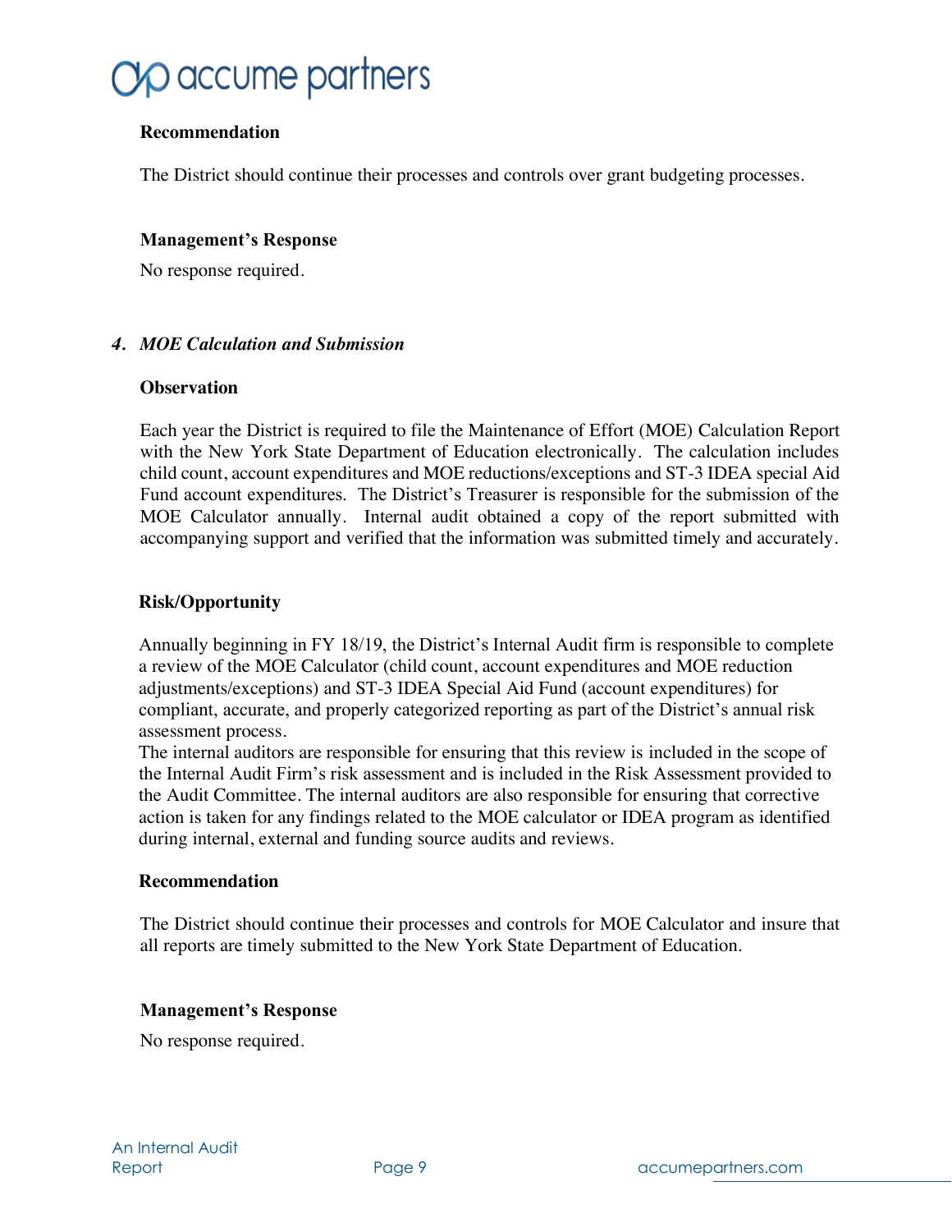**Recommendation**

The District should continue their processes and controls over grant budgeting processes.

**Management's Response**

No response required.

### *4. MOE Calculation and Submission*

**Observation**

Each year the District is required to file the Maintenance of Effort (MOE) Calculation Report with the New York State Department of Education electronically. The calculation includes child count, account expenditures and MOE reductions/exceptions and ST-3 IDEA special Aid Fund account expenditures. The District's Treasurer is responsible for the submission of the MOE Calculator annually. Internal audit obtained a copy of the report submitted with accompanying support and verified that the information was submitted timely and accurately.

**Risk/Opportunity**

Annually beginning in FY 18/19, the District's Internal Audit firm is responsible to complete a review of the MOE Calculator (child count, account expenditures and MOE reduction adjustments/exceptions) and ST-3 IDEA Special Aid Fund (account expenditures) for compliant, accurate, and properly categorized reporting as part of the District's annual risk assessment process.
The internal auditors are responsible for ensuring that this review is included in the scope of the Internal Audit Firm's risk assessment and is included in the Risk Assessment provided to the Audit Committee. The internal auditors are also responsible for ensuring that corrective action is taken for any findings related to the MOE calculator or IDEA program as identified during internal, external and funding source audits and reviews.

**Recommendation**

The District should continue their processes and controls for MOE Calculator and insure that all reports are timely submitted to the New York State Department of Education.

**Management's Response**

No response required.